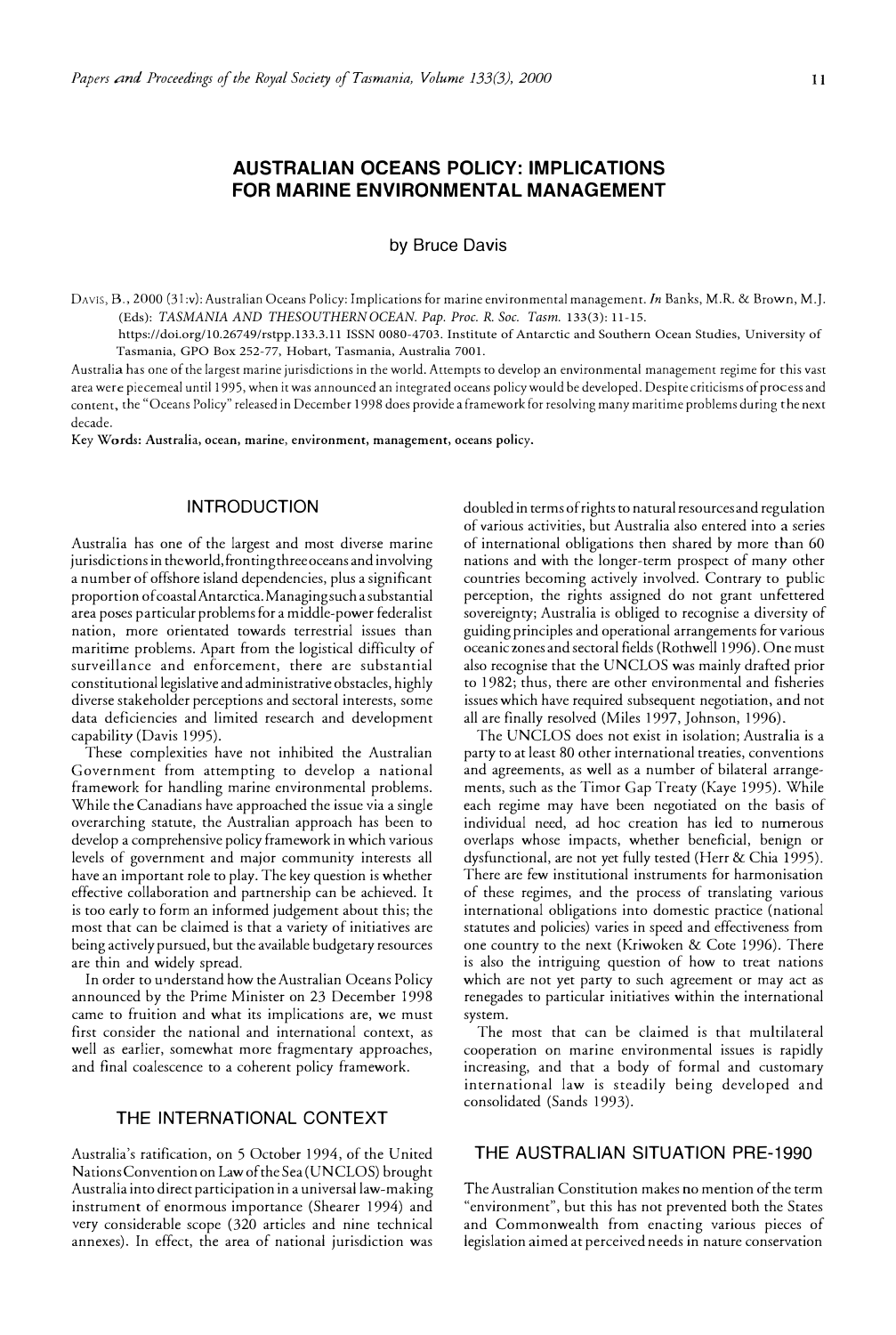# AUSTRALIAN OCEANS POLICY: IMPLICATIONS FOR MARINE ENVIRONMENTAL MANAGEMENT

by Bruce Davis

DAVIS, B., 2000 (31:v): Australian Oceans Policy: Implications for marine environmental management. *In* Banks, M.R. & Brown, M.J. (Eds): *TASMANIA AND THESOUTHERN OCEAN*. *Pap. Proc. R. Soc. Tasm.* 133(3): 11-15. https://doi.org/10.26749/rstpp.133.3.11 ISSN 0080-4703. Institute of Antarctic and Southern Ocean Studies, University of Tasmania, GPO Box 252-77, Hobart, Tasmania, Australia 7001.

Australia has one of the largest marine jurisdictions in the world. Attempts to develop an environmental management regime for this vast area were piecemeal until 1995, when it was announced an integrated oceans policy would be developed. Despite criticisms of process and content, the "Oceans Policy" released in December 1998 does provide a framework for resolving many maritime problems during the next decade.

Key Words: Australia, ocean, marine, environment, management, oceans policy.

## INTRODUCTION

Australia has one of the largest and most diverse marine jurisdictions in the world, fronting three oceans and involving a number of offshore island dependencies, plus a significant proportion of coastal Antarctica. Managing such a substantial area poses particular problems for a middle-power federalist nation, more orientated towards terrestrial issues than maritime problems. Apart from the logistical difficulty of surveillance and enforcement, there are substantial constitutional legislative and administrative obstacles, highly diverse stakeholder perceptions and sectoral interests, some data deficiencies and limited research and development capability (Davis 1995).

These complexities have not inhibited the Australian Government from attempting to develop a national framework for handling marine environmental problems. While the Canadians have approached the issue via a single overarching statute, the Australian approach has been to develop a comprehensive policy framework in which various levels of government and major community interests all have an important role to play. The key question is whether effective collaboration and partnership can be achieved. It is too early to form an informed judgement about this; the most that can be claimed is that a variety of initiatives are being actively pursued, but the available budgetary resources are thin and widely spread.

In order to understand how the Australian Oceans Policy announced by the Prime Minister on 23 December 1998 came to fruition and what its implications are, we must first consider the national and international context, as well as earlier, somewhat more fragmentary approaches, and final coalescence to a coherent policy framework.

## THE INTERNATIONAL CONTEXT

Australia's ratification, on 5 October 1994, of the United Nations Convention on Law of the Sea (UNCLOS) brought Australia into direct participation in a universal law-making instrument of enormous importance (Shearer 1994) and very considerable scope (320 articles and nine technical annexes). In effect, the area of national jurisdiction was doubled in terms of rights to natural resources and regulation of various activities, but Australia also entered into a series of international obligations then shared by more than 60 nations and with the longer-term prospect of many other countries becoming actively involved. Contrary to public perception, the rights assigned do not grant unfettered sovereignty; Australia is obliged to recognise a diversity of guiding principles and operational arrangements for various oceanic zones and sectoral fields (Rothwell 1996). One must also recognise that the UNCLOS was mainly drafted prior to 1982; thus, there are other environmental and fisheries issues which have required subsequent negotiation, and not all are finally resolved (Miles 1997, Johnson, 1996).

The UNCLOS does not exist in isolation; Australia is a party to at least 80 other international treaties, conventions and agreements, as well as a number of bilateral arrangements, such as the Timor Gap Treaty (Kaye 1995). While each regime may have been negotiated on the basis of individual need, ad hoc creation has led to numerous overlaps whose impacts, whether beneficial, benign or dysfunctional, are not yet fully tested (Herr & Chia 1995). There are few institutional instruments for harmonisation of these regimes, and the process of translating various international obligations into domestic practice (national statutes and policies) varies in speed and effectiveness from one country to the next (Kriwoken & Cote 1996). There is also the intriguing question of how to treat nations which are not yet party to such agreement or may act as renegades to particular initiatives within the international system.

The most that can be claimed is that multilateral cooperation on marine environmental issues is rapidly increasing, and that a body of formal and customary international law is steadily being developed and consolidated (Sands 1993).

## THE AUSTRALIAN SITUATION PRE-1990

The Australian Constitution makes no mention of the term "environment", but this has not prevented both the States and Commonwealth from enacting various pieces of legislation aimed at perceived needs in nature conservation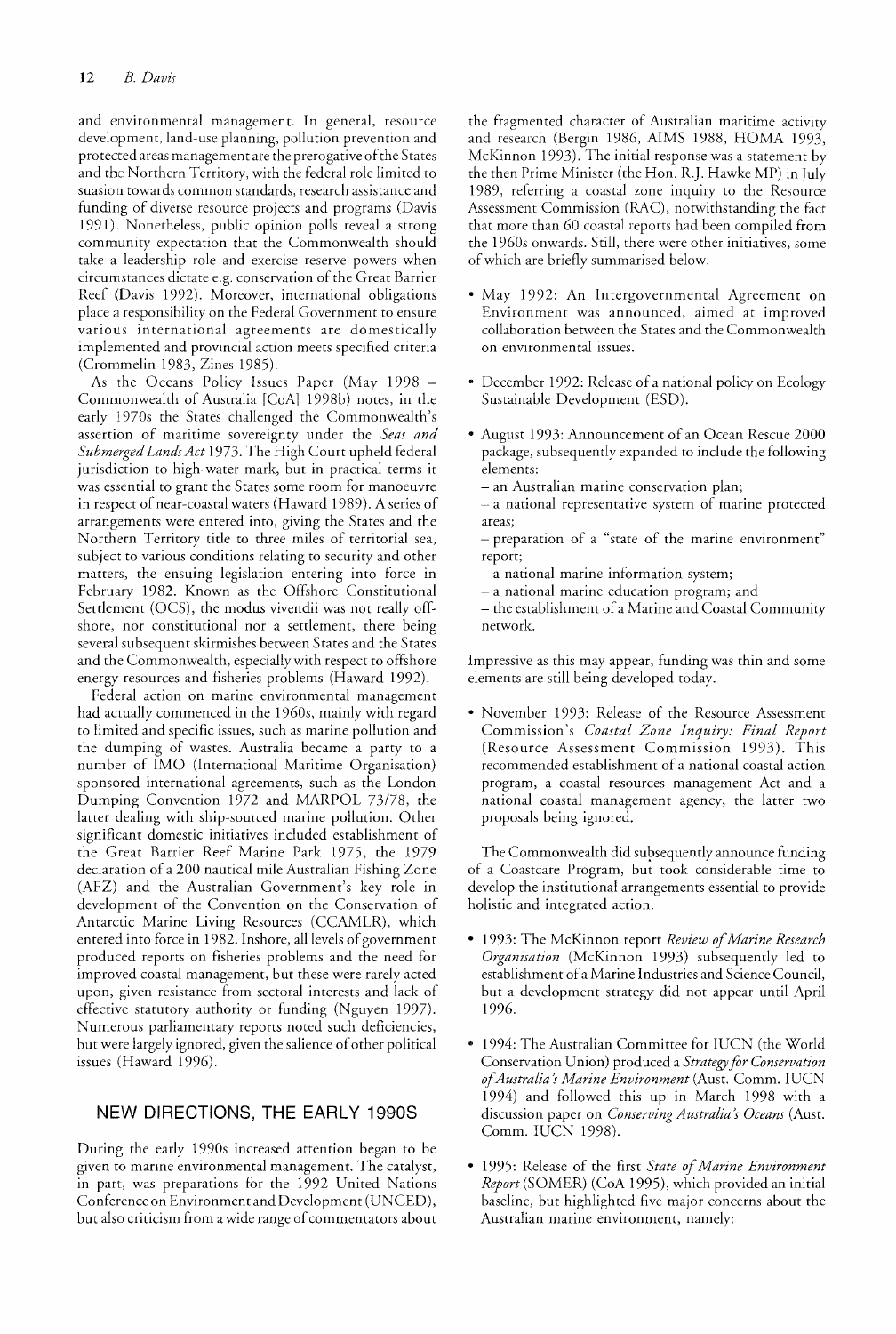and environmental management. In general, resource development, land-use planning, pollution prevention and protected areas management are the prerogative of the States and the Northern Territory, with the federal role limited to suasion towards common standards, research assistance and funding of diverse resource projects and programs (Davis 1991). Nonetheless, public opinion polls reveal a strong community expectation that the Commonwealth should take a leadership role and exercise reserve powers when circumstances dictate e.g. conservation of the Great Barrier Reef (Davis 1992). Moreover, international obligations place a responsibility on the Federal Government to ensure various international agreements are domestically implemented and provincial action meets specified criteria (Crommelin 1983, Zines 1985).

As the Oceans Policy Issues Paper (May 1998 – Commonwealth of Australia [CoA] 1998b) notes, in the early 1970s the States challenged the Commonwealth's assertion of maritime sovereignty under the *Seas and Submerged Lands Act* 1973. The High Court upheld federal jurisdiction to high-water mark, but in practical terms it was essential to grant the States some room for manoeuvre in respect of near-coastal waters (Haward 1989). A series of arrangements were entered into, giving the States and the Northern Territory title to three miles of territorial sea, subject to various conditions relating to security and other matters, the ensuing legislation entering into force in February 1982. Known as the Offshore Constitutional Settlement (OCS), the modus vivendii was not really offshore, nor constitutional nor a settlement, there being several subsequent skirmishes between States and the States and the Commonwealth, especially with respect to offshore energy resources and fisheries problems (Haward 1992).

Federal action on marine environmental management had actually commenced in the 1960s, mainly with regard to limited and specific issues, such as marine pollution and the dumping of wastes. Australia became a party to a number of IMO (International Maritime Organisation) sponsored international agreements, such as the London Dumping Convention 1972 and MARPOL 73/78, the latter dealing with ship-sourced marine pollution. Other significant domestic initiatives included establishment of the Great Barrier Reef Marine Park 1975, the 1979 declaration of a 200 nautical mile Australian Fishing Zone (AFZ) and the Australian Government's key role in development of the Convention on the Conservation of Antarctic Marine Living Resources (CCAMLR), which entered into force in 1982. Inshore, all levels of government produced reports on fisheries problems and the need for improved coastal management, but these were rarely acted upon, given resistance from sectoral interests and lack of effective statutory authority or funding (Nguyen 1997). Numerous parliamentary reports noted such deficiencies, but were largely ignored, given the salience of other political issues (Haward 1996).

## NEW DIRECTIONS, THE EARLY 1990S

During the early 1990s increased attention began to be given to marine environmental management. The catalyst, in part, was preparations for the 1992 United Nations Conference on Environment and Development (UNCED), but also criticism from a wide range of commentators about the fragmented character of Australian maritime activity and research (Bergin 1986, AIMS 1988, HOMA 1993, McKinnon 1993). The initial response was a statement by the then Prime Minister (the Hon. R.J. Hawke MP) in July 1989, referring a coastal zone inquiry to the Resource Assessment Commission (RAC), notwithstanding the fact that more than 60 coastal reports had been compiled from the 1960s onwards. Still, there were other initiatives, some of which are briefly summarised below.

- May 1992: An Intergovernmental Agreement on Environment was announced, aimed at improved collaboration between the States and the Commonwealth on environmental issues.
- December 1992: Release of a national policy on Ecology Sustainable Development (ESD).
- August 1993: Announcement of an Ocean Rescue 2000 package, subsequently expanded to include the following elements:
  - an Australian marine conservation plan;
  - a national representative system of marine protected areas;
  - preparation of a "state of the marine environment" report;
  - a national marine information system;
  - a national marine education program; and
  - the establishment of a Marine and Coastal Community network.

Impressive as this may appear, funding was thin and some elements are still being developed today.

- November 1993: Release of the Resource Assessment Commission's *Coastal Zone Inquiry: Final Report* (Resource Assessment Commission 1993). This recommended establishment of a national coastal action program, a coastal resources management Act and a national coastal management agency, the latter two proposals being ignored.

The Commonwealth did subsequently announce funding of a Coastcare Program, but took considerable time to develop the institutional arrangements essential to provide holistic and integrated action.

- 1993: The McKinnon report *Review of Marine Research Organisation* (McKinnon 1993) subsequently led to establishment of a Marine Industries and Science Council, but a development strategy did not appear until April 1996.
- 1994: The Australian Committee for IUCN (the World Conservation Union) produced a *Strategy for Conservation of Australia's Marine Environment* (Aust. Comm. IUCN 1994) and followed this up in March 1998 with a discussion paper on *Conserving Australia's Oceans* (Aust. Comm. IUCN 1998).
- 1995: Release of the first *State of Marine Environment Report* (SOMER) (CoA 1995), which provided an initial baseline, but highlighted five major concerns about the Australian marine environment, namely: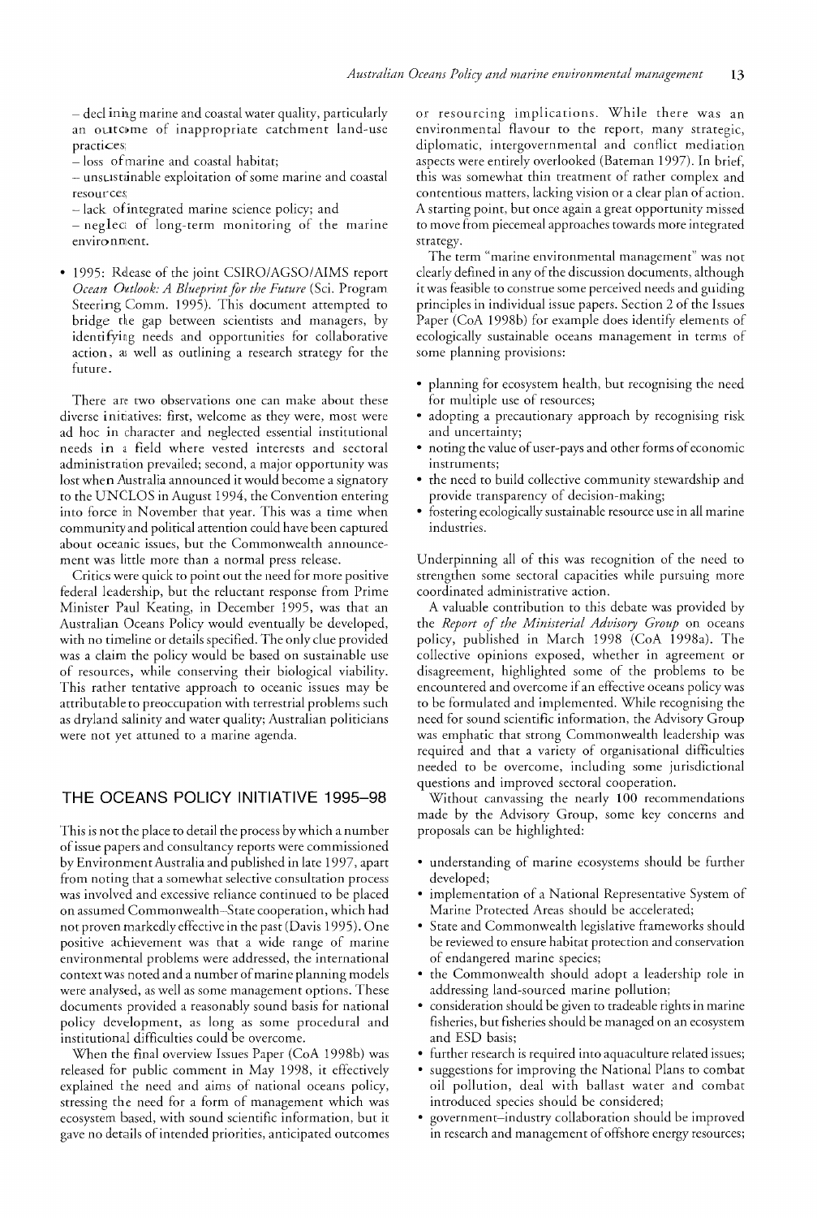– declining marine and coastal water quality, particularly an outcome of inappropriate catchment land-use practices;
– loss of marine and coastal habitat;
– unsustainable exploitation of some marine and coastal resources;
– lack of integrated marine science policy; and
– neglect of long-term monitoring of the marine environment.

- 1995: Release of the joint CSIRO/AGSO/AIMS report *Ocean Outlook: A Blueprint for the Future* (Sci. Program Steering Comm. 1995). This document attempted to bridge the gap between scientists and managers, by identifying needs and opportunities for collaborative action, as well as outlining a research strategy for the future.

There are two observations one can make about these diverse initiatives: first, welcome as they were, most were ad hoc in character and neglected essential institutional needs in a field where vested interests and sectoral administration prevailed; second, a major opportunity was lost when Australia announced it would become a signatory to the UNCLOS in August 1994, the Convention entering into force in November that year. This was a time when community and political attention could have been captured about oceanic issues, but the Commonwealth announcement was little more than a normal press release.

Critics were quick to point out the need for more positive federal leadership, but the reluctant response from Prime Minister Paul Keating, in December 1995, was that an Australian Oceans Policy would eventually be developed, with no timeline or details specified. The only clue provided was a claim the policy would be based on sustainable use of resources, while conserving their biological viability. This rather tentative approach to oceanic issues may be attributable to preoccupation with terrestrial problems such as dryland salinity and water quality; Australian politicians were not yet attuned to a marine agenda.

## THE OCEANS POLICY INITIATIVE 1995–98

This is not the place to detail the process by which a number of issue papers and consultancy reports were commissioned by Environment Australia and published in late 1997, apart from noting that a somewhat selective consultation process was involved and excessive reliance continued to be placed on assumed Commonwealth–State cooperation, which had not proven markedly effective in the past (Davis 1995). One positive achievement was that a wide range of marine environmental problems were addressed, the international context was noted and a number of marine planning models were analysed, as well as some management options. These documents provided a reasonably sound basis for national policy development, as long as some procedural and institutional difficulties could be overcome.

When the final overview Issues Paper (CoA 1998b) was released for public comment in May 1998, it effectively explained the need and aims of national oceans policy, stressing the need for a form of management which was ecosystem based, with sound scientific information, but it gave no details of intended priorities, anticipated outcomes or resourcing implications. While there was an environmental flavour to the report, many strategic, diplomatic, intergovernmental and conflict mediation aspects were entirely overlooked (Bateman 1997). In brief, this was somewhat thin treatment of rather complex and contentious matters, lacking vision or a clear plan of action. A starting point, but once again a great opportunity missed to move from piecemeal approaches towards more integrated strategy.

The term "marine environmental management" was not clearly defined in any of the discussion documents, although it was feasible to construe some perceived needs and guiding principles in individual issue papers. Section 2 of the Issues Paper (CoA 1998b) for example does identify elements of ecologically sustainable oceans management in terms of some planning provisions:

- planning for ecosystem health, but recognising the need for multiple use of resources;
- adopting a precautionary approach by recognising risk and uncertainty;
- noting the value of user-pays and other forms of economic instruments;
- the need to build collective community stewardship and provide transparency of decision-making;
- fostering ecologically sustainable resource use in all marine industries.

Underpinning all of this was recognition of the need to strengthen some sectoral capacities while pursuing more coordinated administrative action.

A valuable contribution to this debate was provided by the *Report of the Ministerial Advisory Group* on oceans policy, published in March 1998 (CoA 1998a). The collective opinions exposed, whether in agreement or disagreement, highlighted some of the problems to be encountered and overcome if an effective oceans policy was to be formulated and implemented. While recognising the need for sound scientific information, the Advisory Group was emphatic that strong Commonwealth leadership was required and that a variety of organisational difficulties needed to be overcome, including some jurisdictional questions and improved sectoral cooperation.

Without canvassing the nearly 100 recommendations made by the Advisory Group, some key concerns and proposals can be highlighted:

- understanding of marine ecosystems should be further developed;
- implementation of a National Representative System of Marine Protected Areas should be accelerated;
- State and Commonwealth legislative frameworks should be reviewed to ensure habitat protection and conservation of endangered marine species;
- the Commonwealth should adopt a leadership role in addressing land-sourced marine pollution;
- consideration should be given to tradeable rights in marine fisheries, but fisheries should be managed on an ecosystem and ESD basis;
- further research is required into aquaculture related issues;
- suggestions for improving the National Plans to combat oil pollution, deal with ballast water and combat introduced species should be considered;
- government–industry collaboration should be improved in research and management of offshore energy resources;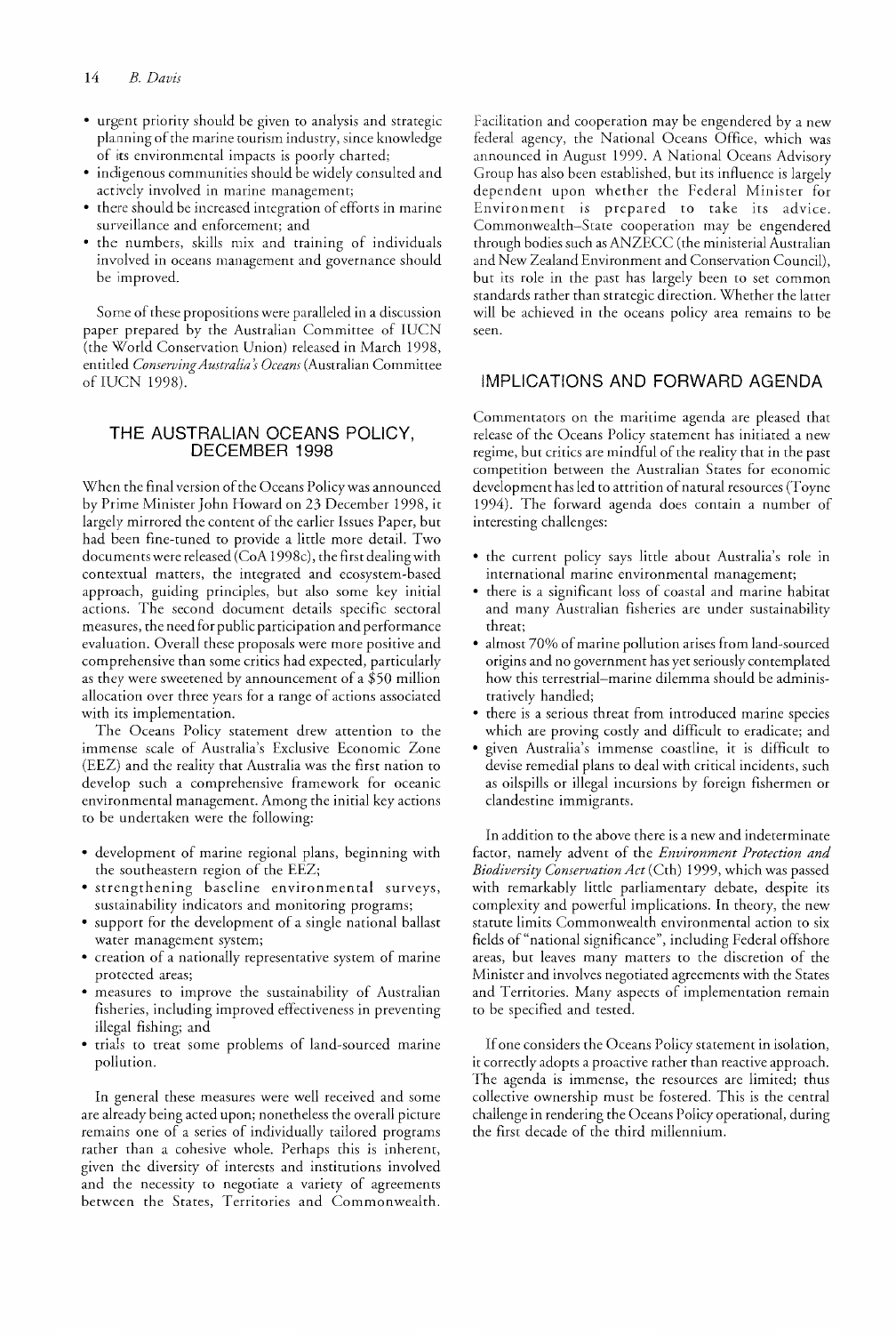- urgent priority should be given to analysis and strategic planning of the marine tourism industry, since knowledge of its environmental impacts is poorly charted;
- indigenous communities should be widely consulted and actively involved in marine management;
- there should be increased integration of efforts in marine surveillance and enforcement; and
- the numbers, skills mix and training of individuals involved in oceans management and governance should be improved.

Some of these propositions were paralleled in a discussion paper prepared by the Australian Committee of IUCN (the World Conservation Union) released in March 1998, entitled *Conserving Australia's Oceans* (Australian Committee of IUCN 1998).

## THE AUSTRALIAN OCEANS POLICY, DECEMBER 1998

When the final version of the Oceans Policy was announced by Prime Minister John Howard on 23 December 1998, it largely mirrored the content of the earlier Issues Paper, but had been fine-tuned to provide a little more detail. Two documents were released (CoA 1998c), the first dealing with contextual matters, the integrated and ecosystem-based approach, guiding principles, but also some key initial actions. The second document details specific sectoral measures, the need for public participation and performance evaluation. Overall these proposals were more positive and comprehensive than some critics had expected, particularly as they were sweetened by announcement of a $50 million allocation over three years for a range of actions associated with its implementation.

The Oceans Policy statement drew attention to the immense scale of Australia's Exclusive Economic Zone (EEZ) and the reality that Australia was the first nation to develop such a comprehensive framework for oceanic environmental management. Among the initial key actions to be undertaken were the following:

- development of marine regional plans, beginning with the southeastern region of the EEZ;
- strengthening baseline environmental surveys, sustainability indicators and monitoring programs;
- support for the development of a single national ballast water management system;
- creation of a nationally representative system of marine protected areas;
- measures to improve the sustainability of Australian fisheries, including improved effectiveness in preventing illegal fishing; and
- trials to treat some problems of land-sourced marine pollution.

In general these measures were well received and some are already being acted upon; nonetheless the overall picture remains one of a series of individually tailored programs rather than a cohesive whole. Perhaps this is inherent, given the diversity of interests and institutions involved and the necessity to negotiate a variety of agreements between the States, Territories and Commonwealth. Facilitation and cooperation may be engendered by a new federal agency, the National Oceans Office, which was announced in August 1999. A National Oceans Advisory Group has also been established, but its influence is largely dependent upon whether the Federal Minister for Environment is prepared to take its advice. Commonwealth–State cooperation may be engendered through bodies such as ANZECC (the ministerial Australian and New Zealand Environment and Conservation Council), but its role in the past has largely been to set common standards rather than strategic direction. Whether the latter will be achieved in the oceans policy area remains to be seen.

## IMPLICATIONS AND FORWARD AGENDA

Commentators on the maritime agenda are pleased that release of the Oceans Policy statement has initiated a new regime, but critics are mindful of the reality that in the past competition between the Australian States for economic development has led to attrition of natural resources (Toyne 1994). The forward agenda does contain a number of interesting challenges:

- the current policy says little about Australia's role in international marine environmental management;
- there is a significant loss of coastal and marine habitat and many Australian fisheries are under sustainability threat;
- almost 70% of marine pollution arises from land-sourced origins and no government has yet seriously contemplated how this terrestrial–marine dilemma should be administratively handled;
- there is a serious threat from introduced marine species which are proving costly and difficult to eradicate; and
- given Australia's immense coastline, it is difficult to devise remedial plans to deal with critical incidents, such as oilspills or illegal incursions by foreign fishermen or clandestine immigrants.

In addition to the above there is a new and indeterminate factor, namely advent of the *Environment Protection and Biodiversity Conservation Act* (Cth) 1999, which was passed with remarkably little parliamentary debate, despite its complexity and powerful implications. In theory, the new statute limits Commonwealth environmental action to six fields of "national significance", including Federal offshore areas, but leaves many matters to the discretion of the Minister and involves negotiated agreements with the States and Territories. Many aspects of implementation remain to be specified and tested.

If one considers the Oceans Policy statement in isolation, it correctly adopts a proactive rather than reactive approach. The agenda is immense, the resources are limited; thus collective ownership must be fostered. This is the central challenge in rendering the Oceans Policy operational, during the first decade of the third millennium.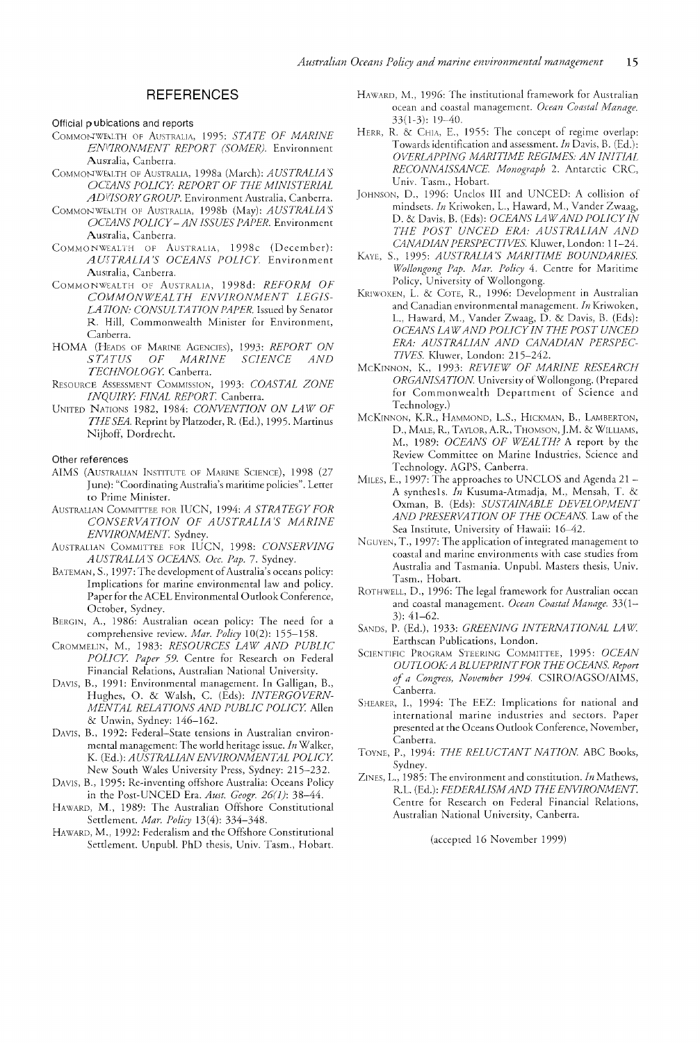## REFERENCES

### Official publications and reports

COMMONWEALTH OF AUSTRALIA, 1995: *STATE OF MARINE ENVIRONMENT REPORT (SOMER).* Environment Australia, Canberra.

COMMONWEALTH OF AUSTRALIA, 1998a (March): *AUSTRALIA'S OCEANS POLICY: REPORT OF THE MINISTERIAL ADVISORY GROUP.* Environment Australia, Canberra.

COMMONWEALTH OF AUSTRALIA, 1998b (May): *AUSTRALIA'S OCEANS POLICY – AN ISSUES PAPER.* Environment Australia, Canberra.

COMMONWEALTH OF AUSTRALIA, 1998c (December): *AUSTRALIA'S OCEANS POLICY.* Environment Australia, Canberra.

COMMONWEALTH OF AUSTRALIA, 1998d: *REFORM OF COMMONWEALTH ENVIRONMENT LEGISLATION: CONSULTATION PAPER.* Issued by Senator R. Hill, Commonwealth Minister for Environment, Canberra.

HOMA (HEADS OF MARINE AGENCIES), 1993: *REPORT ON STATUS OF MARINE SCIENCE AND TECHNOLOGY.* Canberra.

RESOURCE ASSESSMENT COMMISSION, 1993: *COASTAL ZONE INQUIRY: FINAL REPORT.* Canberra.

UNITED NATIONS 1982, 1984: *CONVENTION ON LAW OF THE SEA.* Reprint by Platzoder, R. (Ed.), 1995. Martinus Nijhoff, Dordrecht.

### Other references

AIMS (AUSTRALIAN INSTITUTE OF MARINE SCIENCE), 1998 (27 June): "Coordinating Australia's maritime policies". Letter to Prime Minister.

AUSTRALIAN COMMITTEE FOR IUCN, 1994: *A STRATEGY FOR CONSERVATION OF AUSTRALIA'S MARINE ENVIRONMENT.* Sydney.

AUSTRALIAN COMMITTEE FOR IUCN, 1998: *CONSERVING AUSTRALIA'S OCEANS. Occ. Pap.* 7. Sydney.

BATEMAN, S., 1997: The development of Australia's oceans policy: Implications for marine environmental law and policy. Paper for the ACEL Environmental Outlook Conference, October, Sydney.

BERGIN, A., 1986: Australian ocean policy: The need for a comprehensive review. *Mar. Policy* 10(2): 155–158.

CROMMELIN, M., 1983: *RESOURCES LAW AND PUBLIC POLICY. Paper 59.* Centre for Research on Federal Financial Relations, Australian National University.

DAVIS, B., 1991: Environmental management. In Galligan, B., Hughes, O. & Walsh, C. (Eds): *INTERGOVERNMENTAL RELATIONS AND PUBLIC POLICY.* Allen & Unwin, Sydney: 146–162.

DAVIS, B., 1992: Federal–State tensions in Australian environmental management: The world heritage issue. *In* Walker, K. (Ed.): *AUSTRALIAN ENVIRONMENTAL POLICY.* New South Wales University Press, Sydney: 215–232.

DAVIS, B., 1995: Re-inventing offshore Australia: Oceans Policy in the Post-UNCED Era. *Aust. Geogr. 26(1)*: 38–44.

HAWARD, M., 1989: The Australian Offshore Constitutional Settlement. *Mar. Policy* 13(4): 334–348.

HAWARD, M., 1992: Federalism and the Offshore Constitutional Settlement. Unpubl. PhD thesis, Univ. Tasm., Hobart.

HAWARD, M., 1996: The institutional framework for Australian ocean and coastal management. *Ocean Coastal Manage.* 33(1-3): 19–40.

HERR, R. & CHIA, E., 1955: The concept of regime overlap: Towards identification and assessment. *In* Davis, B. (Ed.): *OVERLAPPING MARITIME REGIMES: AN INITIAL RECONNAISSANCE. Monograph* 2. Antarctic CRC, Univ. Tasm., Hobart.

JOHNSON, D., 1996: Unclos III and UNCED: A collision of mindsets. *In* Kriwoken, L., Haward, M., Vander Zwaag, D. & Davis, B. (Eds): *OCEANS LAW AND POLICY IN THE POST UNCED ERA: AUSTRALIAN AND CANADIAN PERSPECTIVES.* Kluwer, London: 11–24.

KAYE, S., 1995: *AUSTRALIA'S MARITIME BOUNDARIES. Wollongong Pap. Mar. Policy* 4. Centre for Maritime Policy, University of Wollongong.

KRIWOKEN, L. & COTE, R., 1996: Development in Australian and Canadian environmental management. *In* Kriwoken, L., Haward, M., Vander Zwaag, D. & Davis, B. (Eds): *OCEANS LAW AND POLICY IN THE POST UNCED ERA: AUSTRALIAN AND CANADIAN PERSPECTIVES.* Kluwer, London: 215–242.

MCKINNON, K., 1993: *REVIEW OF MARINE RESEARCH ORGANISATION.* University of Wollongong. (Prepared for Commonwealth Department of Science and Technology.)

MCKINNON, K.R., HAMMOND, L.S., HICKMAN, B., LAMBERTON, D., MALE, R., TAYLOR, A.R., THOMSON, J.M. & WILLIAMS, M., 1989: *OCEANS OF WEALTH?* A report by the Review Committee on Marine Industries, Science and Technology. AGPS, Canberra.

MILES, E., 1997: The approaches to UNCLOS and Agenda 21 – A synthes1s. *In* Kusuma-Atmadja, M., Mensah, T. & Oxman, B. (Eds): *SUSTAINABLE DEVELOPMENT AND PRESERVATION OF THE OCEANS.* Law of the Sea Institute, University of Hawaii: 16–42.

NGUYEN, T., 1997: The application of integrated management to coastal and marine environments with case studies from Australia and Tasmania. Unpubl. Masters thesis, Univ. Tasm., Hobart.

ROTHWELL, D., 1996: The legal framework for Australian ocean and coastal management. *Ocean Coastal Manage.* 33(1–3): 41–62.

SANDS, P. (Ed.), 1933: *GREENING INTERNATIONAL LAW.* Earthscan Publications, London.

SCIENTIFIC PROGRAM STEERING COMMITTEE, 1995: *OCEAN OUTLOOK: A BLUEPRINT FOR THE OCEANS. Report of a Congress, November 1994.* CSIRO/AGSO/AIMS, Canberra.

SHEARER, I., 1994: The EEZ: Implications for national and international marine industries and sectors. Paper presented at the Oceans Outlook Conference, November, Canberra.

TOYNE, P., 1994: *THE RELUCTANT NATION.* ABC Books, Sydney.

ZINES, L., 1985: The environment and constitution. *In* Mathews, R.L. (Ed.): *FEDERALISM AND THE ENVIRONMENT.* Centre for Research on Federal Financial Relations, Australian National University, Canberra.

(accepted 16 November 1999)